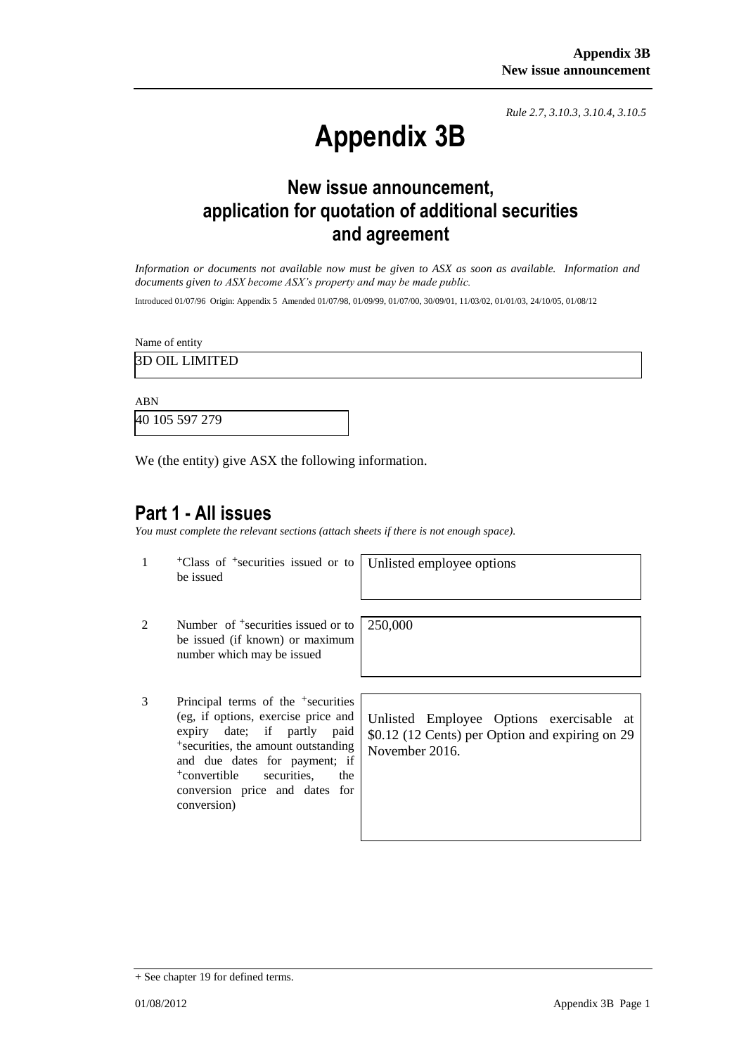*Rule 2.7, 3.10.3, 3.10.4, 3.10.5*

# Appendix 3B

## New issue announcement, application for quotation of additional securities and agreement

*Information or documents not available now must be given to ASX as soon as available. Information and documents given to ASX become ASX's property and may be made public.*

Introduced 01/07/96 Origin: Appendix 5 Amended 01/07/98, 01/09/99, 01/07/00, 30/09/01, 11/03/02, 01/01/03, 24/10/05, 01/08/12

Name of entity

3D OIL LIMITED

ABN

40 105 597 279

We (the entity) give ASX the following information.

## Part 1 - All issues

*You must complete the relevant sections (attach sheets if there is not enough space).*

| | | |
|---|---|---|
| 1 | +Class of +securities issued or to be issued | Unlisted employee options |
| 2 | Number of +securities issued or to be issued (if known) or maximum number which may be issued | 250,000 |
| 3 | Principal terms of the +securities (eg, if options, exercise price and expiry date; if partly paid +securities, the amount outstanding and due dates for payment; if +convertible securities, the conversion price and dates for conversion) | Unlisted Employee Options exercisable at $0.12 (12 Cents) per Option and expiring on 29 November 2016. |

+ See chapter 19 for defined terms.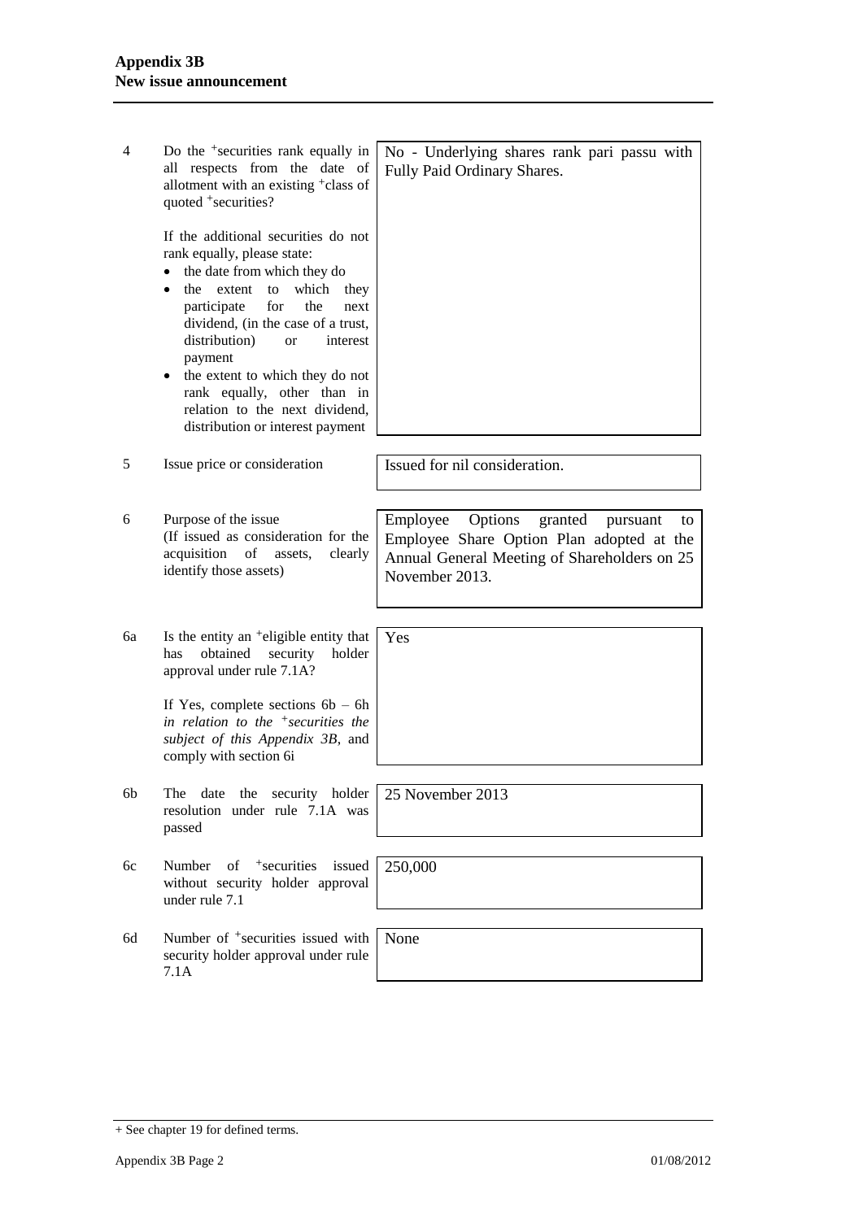| | | |
|---|---|---|
| 4 | Do the +securities rank equally in all respects from the date of allotment with an existing +class of quoted +securities?<br><br>If the additional securities do not rank equally, please state:<br>• the date from which they do<br>• the extent to which they participate for the next dividend, (in the case of a trust, distribution) or interest payment<br>• the extent to which they do not rank equally, other than in relation to the next dividend, distribution or interest payment | No - Underlying shares rank pari passu with Fully Paid Ordinary Shares. |
| 5 | Issue price or consideration | Issued for nil consideration. |
| 6 | Purpose of the issue<br>(If issued as consideration for the acquisition of assets, clearly identify those assets) | Employee Options granted pursuant to Employee Share Option Plan adopted at the Annual General Meeting of Shareholders on 25 November 2013. |
| 6a | Is the entity an +eligible entity that has obtained security holder approval under rule 7.1A?<br><br>If Yes, complete sections 6b – 6h *in relation to the +securities the subject of this Appendix 3B*, and comply with section 6i | Yes |
| 6b | The date the security holder resolution under rule 7.1A was passed | 25 November 2013 |
| 6c | Number of +securities issued without security holder approval under rule 7.1 | 250,000 |
| 6d | Number of +securities issued with security holder approval under rule 7.1A | None |

+ See chapter 19 for defined terms.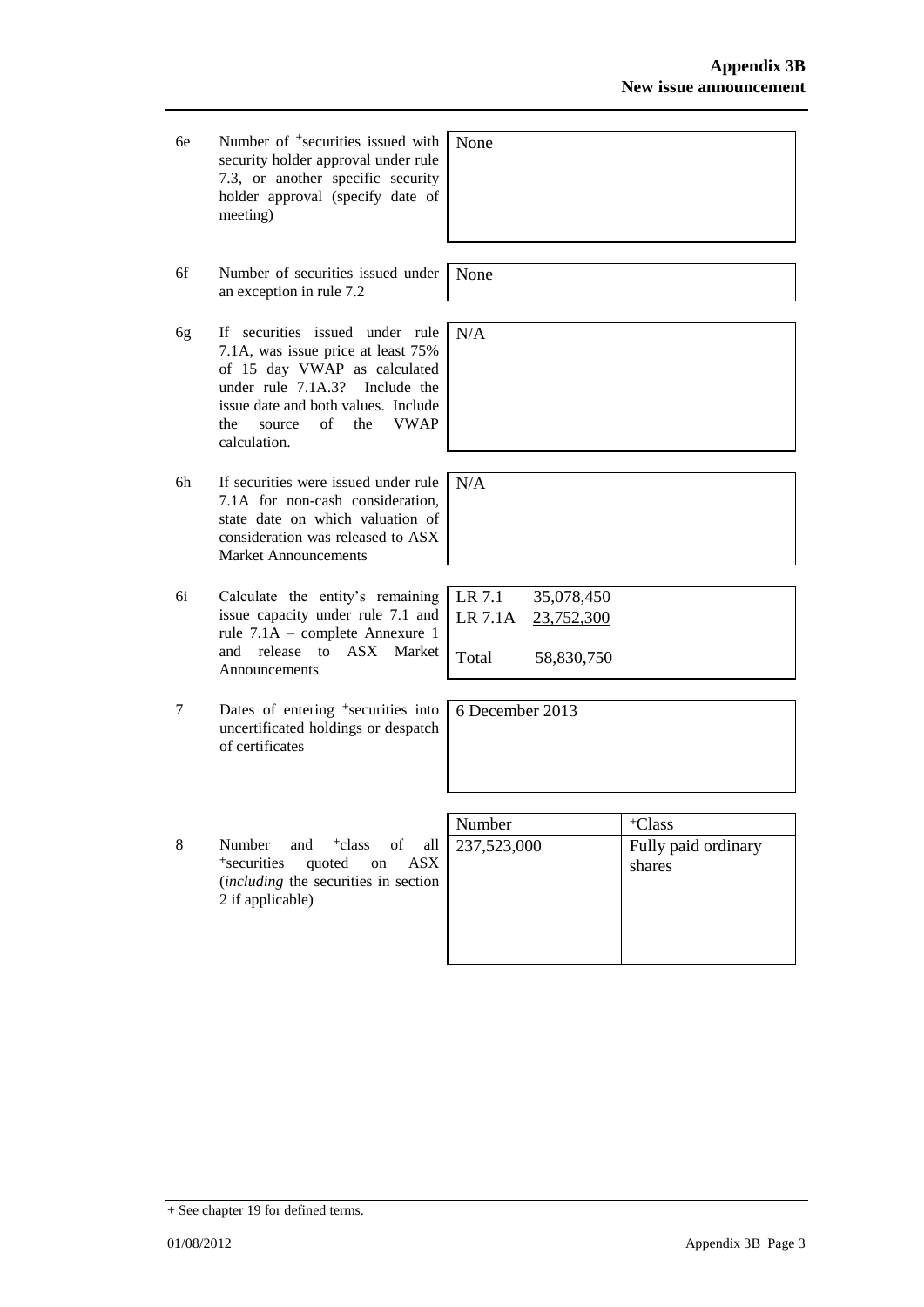| | | |
|---|---|---|
| 6e | Number of +securities issued with security holder approval under rule 7.3, or another specific security holder approval (specify date of meeting) | None |
| 6f | Number of securities issued under an exception in rule 7.2 | None |
| 6g | If securities issued under rule 7.1A, was issue price at least 75% of 15 day VWAP as calculated under rule 7.1A.3? Include the issue date and both values. Include the source of the VWAP calculation. | N/A |
| 6h | If securities were issued under rule 7.1A for non-cash consideration, state date on which valuation of consideration was released to ASX Market Announcements | N/A |
| 6i | Calculate the entity's remaining issue capacity under rule 7.1 and rule 7.1A – complete Annexure 1 and release to ASX Market Announcements | LR 7.1 35,078,450<br>LR 7.1A 23,752,300<br><br>Total 58,830,750 |
| 7 | Dates of entering +securities into uncertificated holdings or despatch of certificates | 6 December 2013 |

| | | Number | +Class |
|---|---|---|---|
| 8 | Number and +class of all +securities quoted on ASX (*including* the securities in section 2 if applicable) | 237,523,000 | Fully paid ordinary shares |

+ See chapter 19 for defined terms.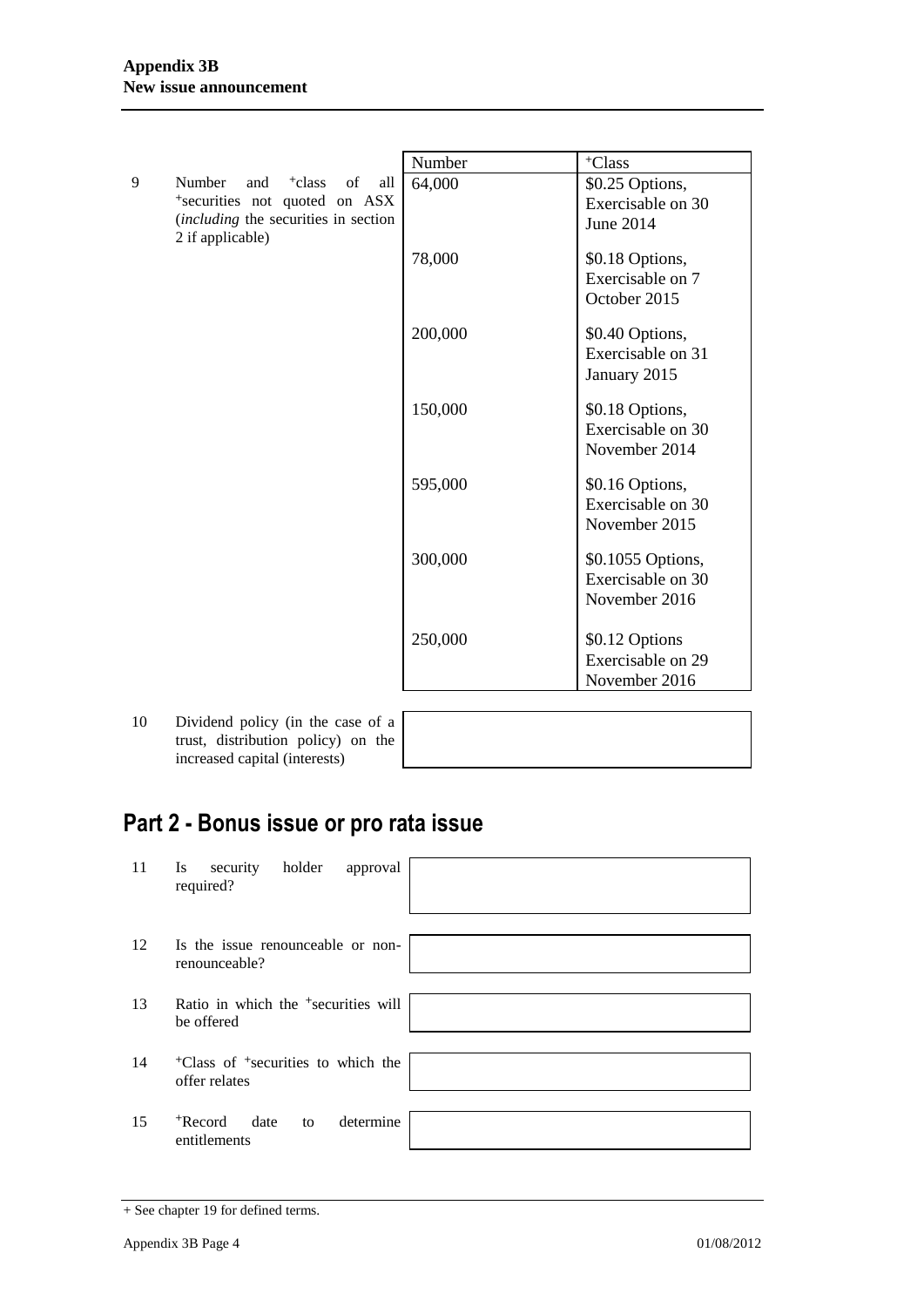| | | Number | +Class |
|---|---|---|---|
| 9 | Number and +class of all +securities not quoted on ASX (*including* the securities in section 2 if applicable) | 64,000 | $0.25 Options, Exercisable on 30 June 2014 |
| | | 78,000 | $0.18 Options, Exercisable on 7 October 2015 |
| | | 200,000 | $0.40 Options, Exercisable on 31 January 2015 |
| | | 150,000 | $0.18 Options, Exercisable on 30 November 2014 |
| | | 595,000 | $0.16 Options, Exercisable on 30 November 2015 |
| | | 300,000 | $0.1055 Options, Exercisable on 30 November 2016 |
| | | 250,000 | $0.12 Options Exercisable on 29 November 2016 |

| | | |
|---|---|---|
| 10 | Dividend policy (in the case of a trust, distribution policy) on the increased capital (interests) | |

## Part 2 - Bonus issue or pro rata issue

| | | |
|---|---|---|
| 11 | Is security holder approval required? | |
| 12 | Is the issue renounceable or non-renounceable? | |
| 13 | Ratio in which the +securities will be offered | |
| 14 | +Class of +securities to which the offer relates | |
| 15 | +Record date to determine entitlements | |

+ See chapter 19 for defined terms.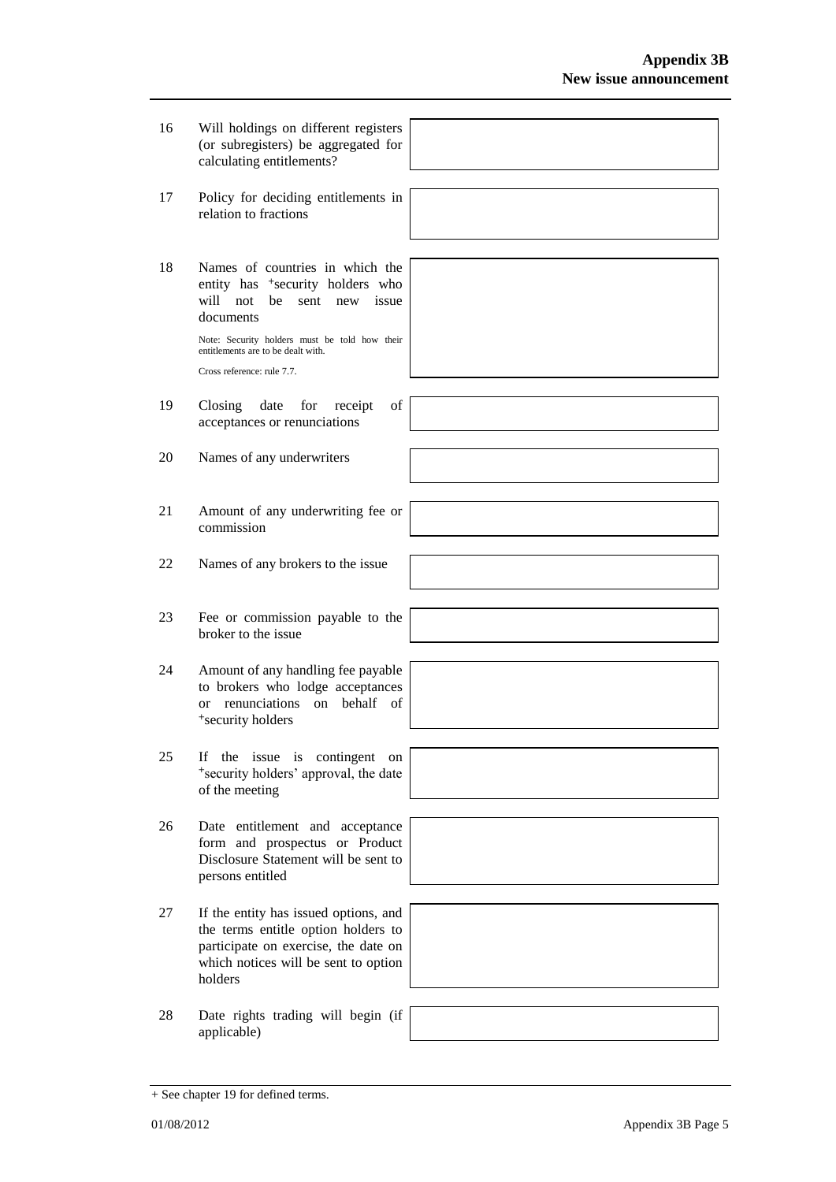| | | |
|---|---|---|
| 16 | Will holdings on different registers (or subregisters) be aggregated for calculating entitlements? | |
| 17 | Policy for deciding entitlements in relation to fractions | |
| 18 | Names of countries in which the entity has +security holders who will not be sent new issue documents<br><br>Note: Security holders must be told how their entitlements are to be dealt with.<br><br>Cross reference: rule 7.7. | |
| 19 | Closing date for receipt of acceptances or renunciations | |
| 20 | Names of any underwriters | |
| 21 | Amount of any underwriting fee or commission | |
| 22 | Names of any brokers to the issue | |
| 23 | Fee or commission payable to the broker to the issue | |
| 24 | Amount of any handling fee payable to brokers who lodge acceptances or renunciations on behalf of +security holders | |
| 25 | If the issue is contingent on +security holders' approval, the date of the meeting | |
| 26 | Date entitlement and acceptance form and prospectus or Product Disclosure Statement will be sent to persons entitled | |
| 27 | If the entity has issued options, and the terms entitle option holders to participate on exercise, the date on which notices will be sent to option holders | |
| 28 | Date rights trading will begin (if applicable) | |

+ See chapter 19 for defined terms.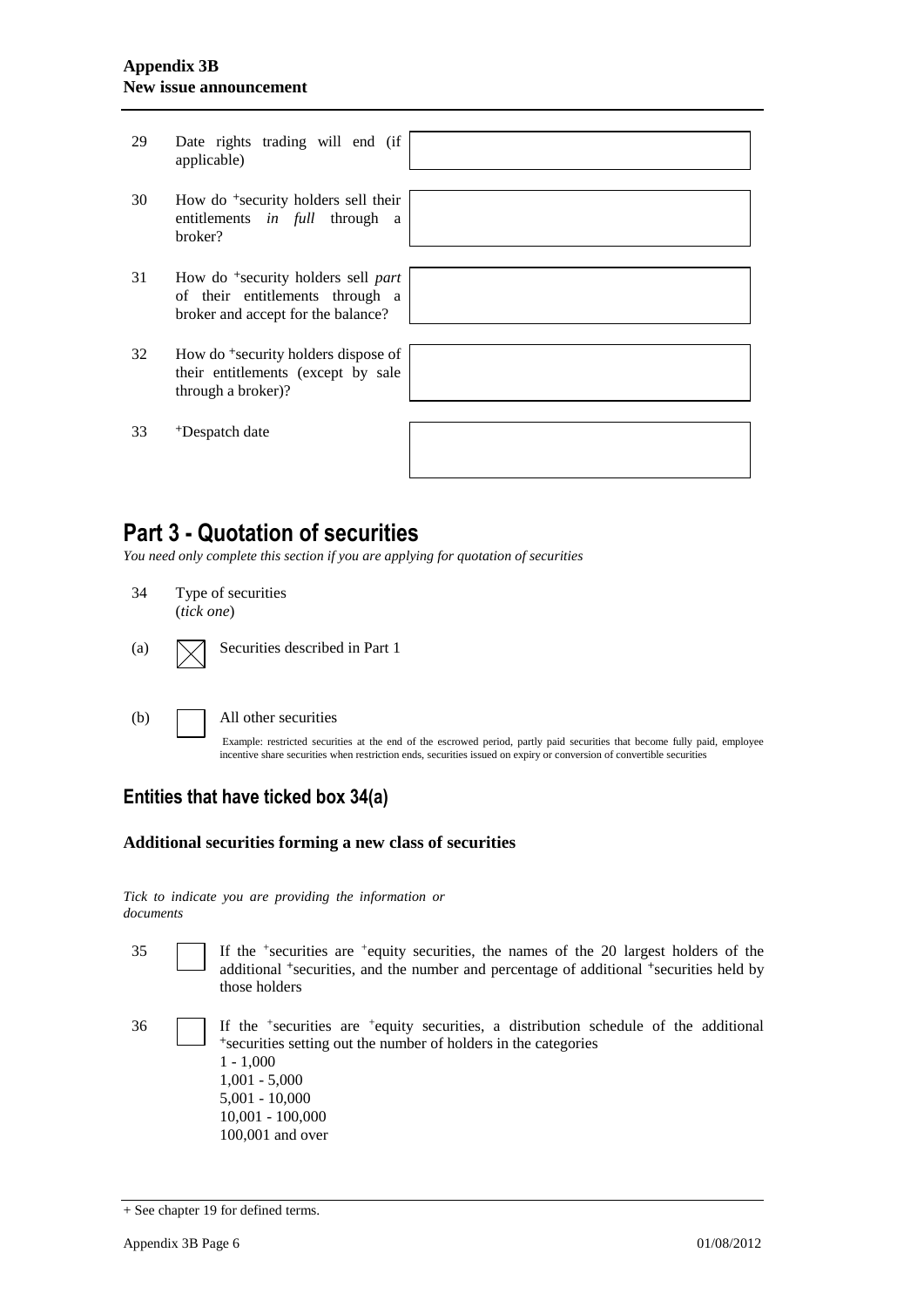| | | |
|---|---|---|
| 29 | Date rights trading will end (if applicable) | |
| 30 | How do +security holders sell their entitlements *in full* through a broker? | |
| 31 | How do +security holders sell *part* of their entitlements through a broker and accept for the balance? | |
| 32 | How do +security holders dispose of their entitlements (except by sale through a broker)? | |
| 33 | +Despatch date | |

## Part 3 - Quotation of securities

*You need only complete this section if you are applying for quotation of securities*

34 Type of securities (*tick one*)

(a) ☒ Securities described in Part 1

(b) ☐ All other securities

Example: restricted securities at the end of the escrowed period, partly paid securities that become fully paid, employee incentive share securities when restriction ends, securities issued on expiry or conversion of convertible securities

### Entities that have ticked box 34(a)

**Additional securities forming a new class of securities**

*Tick to indicate you are providing the information or documents*

35 ☐ If the +securities are +equity securities, the names of the 20 largest holders of the additional +securities, and the number and percentage of additional +securities held by those holders

36 ☐ If the +securities are +equity securities, a distribution schedule of the additional +securities setting out the number of holders in the categories
1 - 1,000
1,001 - 5,000
5,001 - 10,000
10,001 - 100,000
100,001 and over

+ See chapter 19 for defined terms.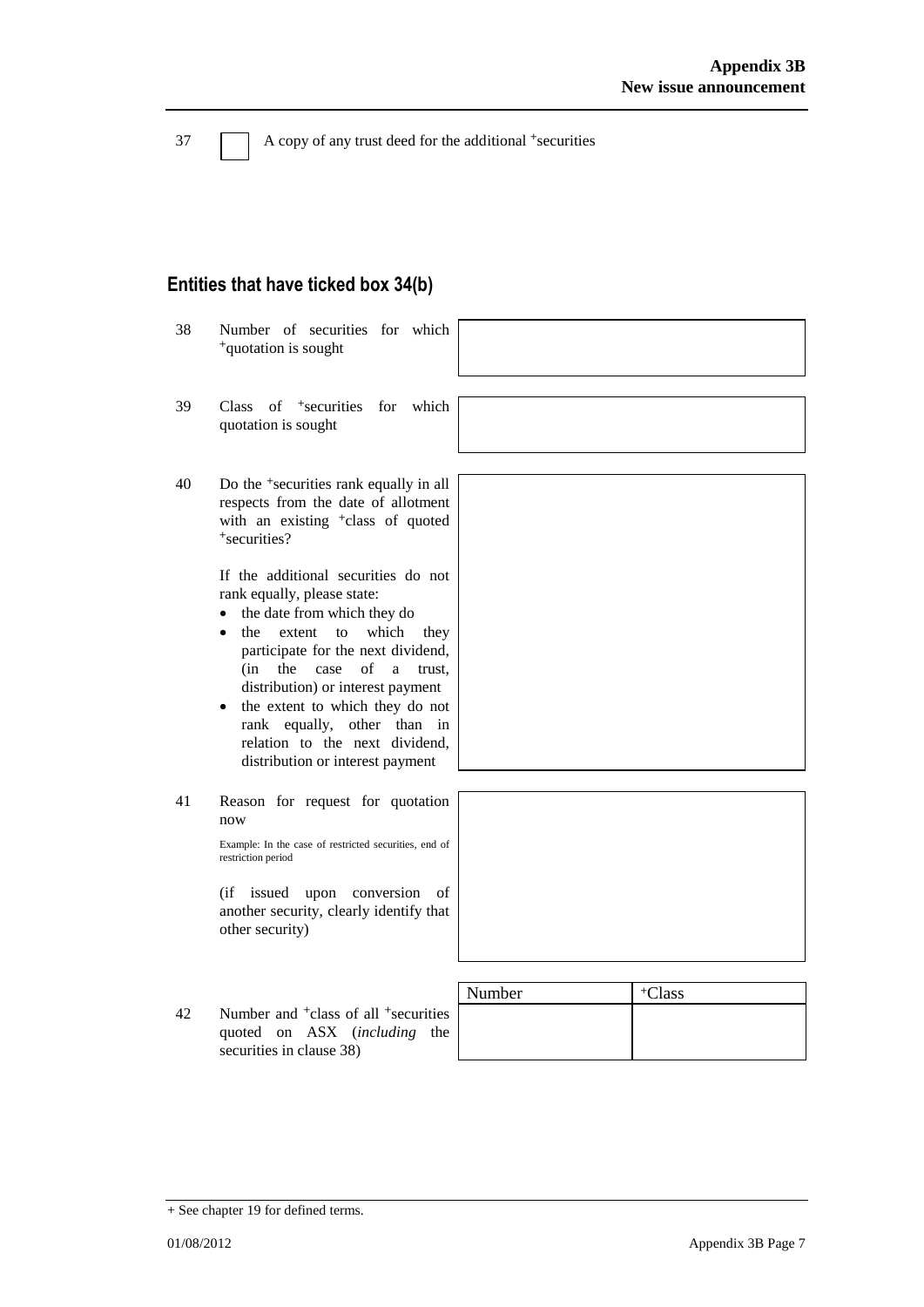37 ☐ A copy of any trust deed for the additional +securities

## Entities that have ticked box 34(b)

| | | |
|---|---|---|
| 38 | Number of securities for which +quotation is sought | |
| 39 | Class of +securities for which quotation is sought | |
| 40 | Do the +securities rank equally in all respects from the date of allotment with an existing +class of quoted +securities?<br><br>If the additional securities do not rank equally, please state:<br>• the date from which they do<br>• the extent to which they participate for the next dividend, (in the case of a trust, distribution) or interest payment<br>• the extent to which they do not rank equally, other than in relation to the next dividend, distribution or interest payment | |
| 41 | Reason for request for quotation now<br><br>Example: In the case of restricted securities, end of restriction period<br><br>(if issued upon conversion of another security, clearly identify that other security) | |

| | | Number | +Class |
|---|---|---|---|
| 42 | Number and +class of all +securities quoted on ASX (*including* the securities in clause 38) | | |

+ See chapter 19 for defined terms.

01/08/2012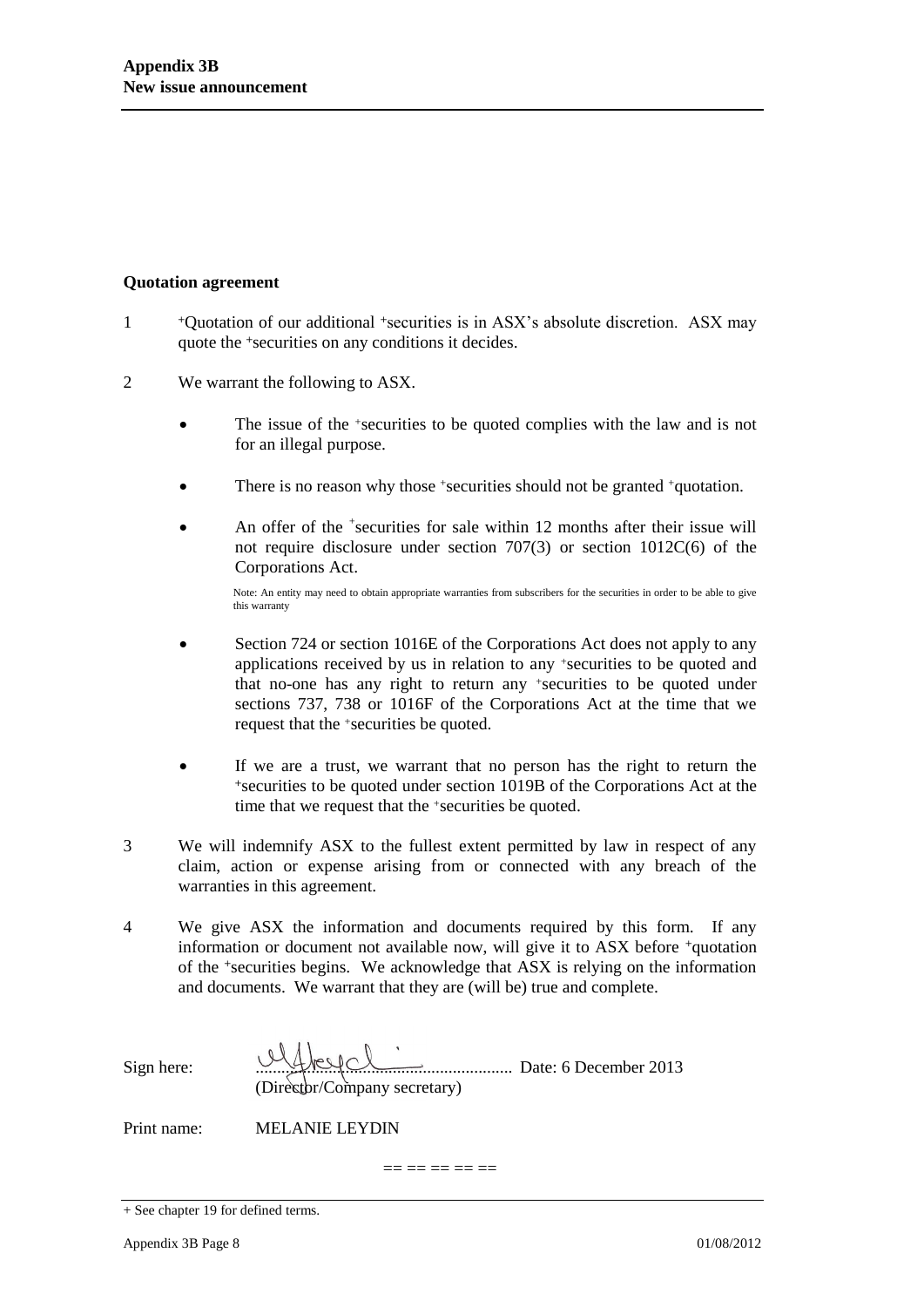## Quotation agreement

1 [+]Quotation of our additional [+]securities is in ASX's absolute discretion. ASX may quote the [+]securities on any conditions it decides.

2 We warrant the following to ASX.

- The issue of the [+]securities to be quoted complies with the law and is not for an illegal purpose.
- There is no reason why those [+]securities should not be granted [+]quotation.
- An offer of the [+]securities for sale within 12 months after their issue will not require disclosure under section 707(3) or section 1012C(6) of the Corporations Act.

  Note: An entity may need to obtain appropriate warranties from subscribers for the securities in order to be able to give this warranty

- Section 724 or section 1016E of the Corporations Act does not apply to any applications received by us in relation to any [+]securities to be quoted and that no-one has any right to return any [+]securities to be quoted under sections 737, 738 or 1016F of the Corporations Act at the time that we request that the [+]securities be quoted.
- If we are a trust, we warrant that no person has the right to return the [+]securities to be quoted under section 1019B of the Corporations Act at the time that we request that the [+]securities be quoted.

3 We will indemnify ASX to the fullest extent permitted by law in respect of any claim, action or expense arising from or connected with any breach of the warranties in this agreement.

4 We give ASX the information and documents required by this form. If any information or document not available now, will give it to ASX before [+]quotation of the [+]securities begins. We acknowledge that ASX is relying on the information and documents. We warrant that they are (will be) true and complete.

Sign here: ............................................................ Date: 6 December 2013
(Director/Company secretary)

Print name: MELANIE LEYDIN

== == == == ==

+ See chapter 19 for defined terms.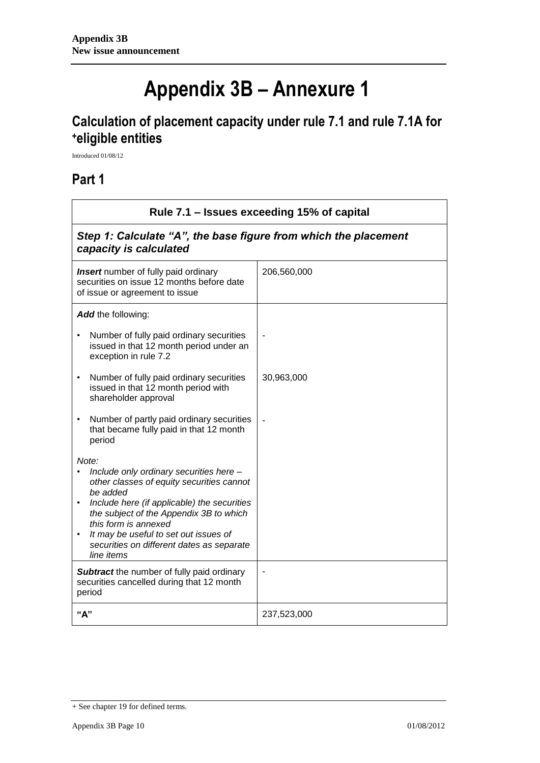# Appendix 3B – Annexure 1

## Calculation of placement capacity under rule 7.1 and rule 7.1A for +eligible entities

Introduced 01/08/12

## Part 1

| Rule 7.1 – Issues exceeding 15% of capital | |
|---|---|
| ***Step 1: Calculate "A", the base figure from which the placement capacity is calculated*** | |
| ***Insert*** number of fully paid ordinary securities on issue 12 months before date of issue or agreement to issue | 206,560,000 |
| ***Add*** the following:<br>• Number of fully paid ordinary securities issued in that 12 month period under an exception in rule 7.2<br>• Number of fully paid ordinary securities issued in that 12 month period with shareholder approval<br>• Number of partly paid ordinary securities that became fully paid in that 12 month period<br>*Note:*<br>• *Include only ordinary securities here – other classes of equity securities cannot be added*<br>• *Include here (if applicable) the securities the subject of the Appendix 3B to which this form is annexed*<br>• *It may be useful to set out issues of securities on different dates as separate line items* | <br>-<br>30,963,000<br>- |
| ***Subtract*** the number of fully paid ordinary securities cancelled during that 12 month period | - |
| **"A"** | 237,523,000 |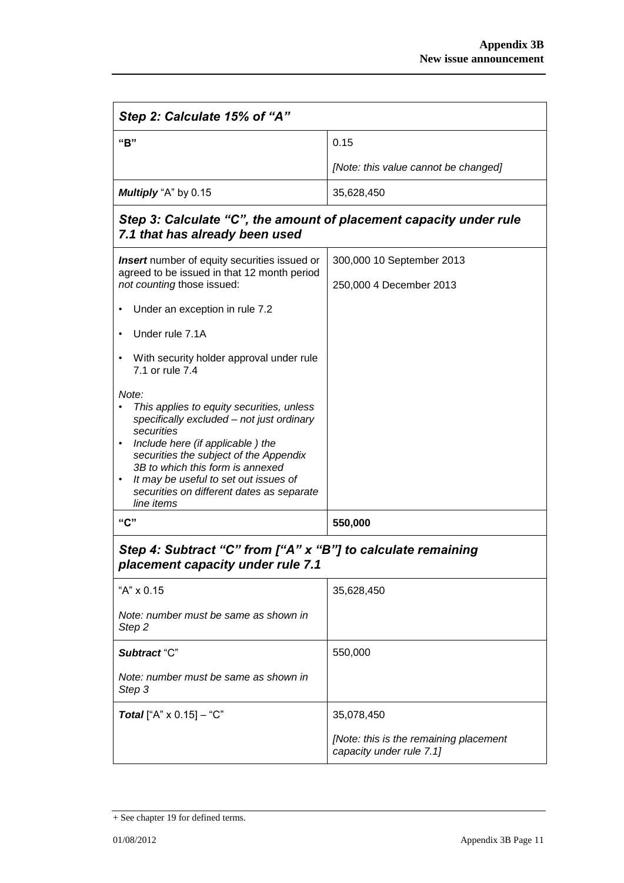| Step 2: Calculate 15% of "A" | |
|---|---|
| **"B"** | 0.15<br><br>*[Note: this value cannot be changed]* |
| ***Multiply*** "A" by 0.15 | 35,628,450 |

| Step 3: Calculate "C", the amount of placement capacity under rule 7.1 that has already been used | |
|---|---|
| ***Insert*** number of equity securities issued or agreed to be issued in that 12 month period *not counting* those issued:<br><br>• Under an exception in rule 7.2<br><br>• Under rule 7.1A<br><br>• With security holder approval under rule 7.1 or rule 7.4<br><br>*Note:*<br>• *This applies to equity securities, unless specifically excluded – not just ordinary securities*<br>• *Include here (if applicable ) the securities the subject of the Appendix 3B to which this form is annexed*<br>• *It may be useful to set out issues of securities on different dates as separate line items* | 300,000 10 September 2013<br><br>250,000 4 December 2013 |
| **"C"** | **550,000** |

| Step 4: Subtract "C" from ["A" x "B"] to calculate remaining placement capacity under rule 7.1 | |
|---|---|
| "A" x 0.15<br><br>*Note: number must be same as shown in Step 2* | 35,628,450 |
| ***Subtract*** "C"<br><br>*Note: number must be same as shown in Step 3* | 550,000 |
| ***Total*** ["A" x 0.15] – "C" | 35,078,450<br><br>*[Note: this is the remaining placement capacity under rule 7.1]* |

+ See chapter 19 for defined terms.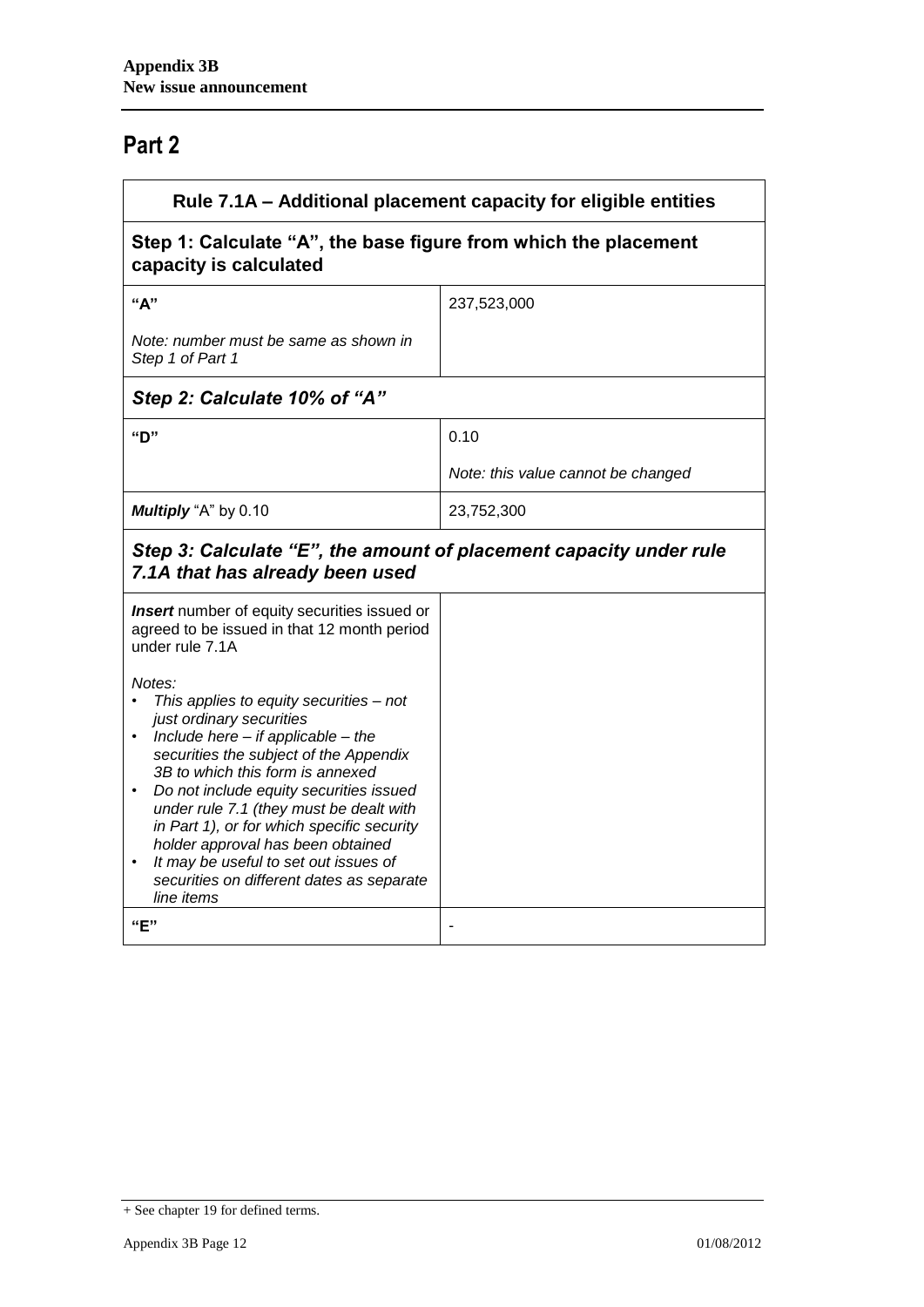# Part 2

| Rule 7.1A – Additional placement capacity for eligible entities | |
|---|---|
| **Step 1: Calculate "A", the base figure from which the placement capacity is calculated** | |
| **"A"**<br><br>*Note: number must be same as shown in Step 1 of Part 1* | 237,523,000 |
| ***Step 2: Calculate 10% of "A"*** | |
| **"D"** | 0.10<br><br>*Note: this value cannot be changed* |
| ***Multiply*** "A" by 0.10 | 23,752,300 |
| ***Step 3: Calculate "E", the amount of placement capacity under rule 7.1A that has already been used*** | |
| ***Insert*** number of equity securities issued or agreed to be issued in that 12 month period under rule 7.1A<br><br>*Notes:*<br>• *This applies to equity securities – not just ordinary securities*<br>• *Include here – if applicable – the securities the subject of the Appendix 3B to which this form is annexed*<br>• *Do not include equity securities issued under rule 7.1 (they must be dealt with in Part 1), or for which specific security holder approval has been obtained*<br>• *It may be useful to set out issues of securities on different dates as separate line items* | |
| **"E"** | - |

+ See chapter 19 for defined terms.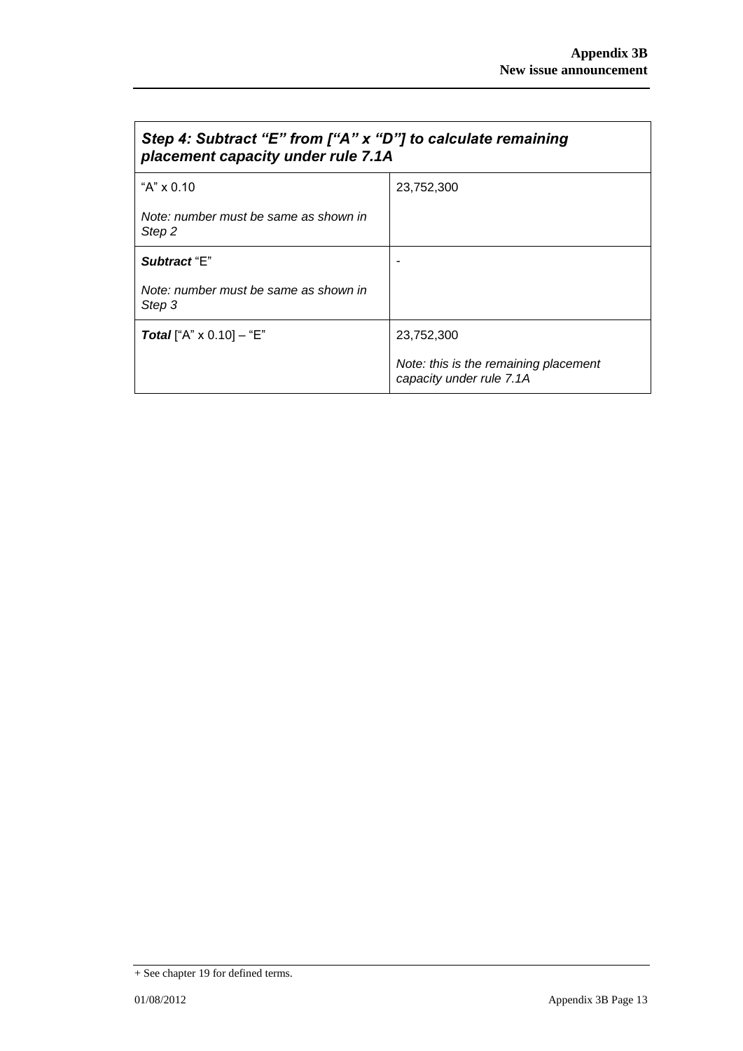| *Step 4: Subtract "E" from ["A" x "D"] to calculate remaining placement capacity under rule 7.1A* | |
|---|---|
| "A" x 0.10<br><br>*Note: number must be same as shown in Step 2* | 23,752,300 |
| ***Subtract*** "E"<br><br>*Note: number must be same as shown in Step 3* | - |
| ***Total*** ["A" x 0.10] – "E" | 23,752,300<br><br>*Note: this is the remaining placement capacity under rule 7.1A* |

+ See chapter 19 for defined terms.